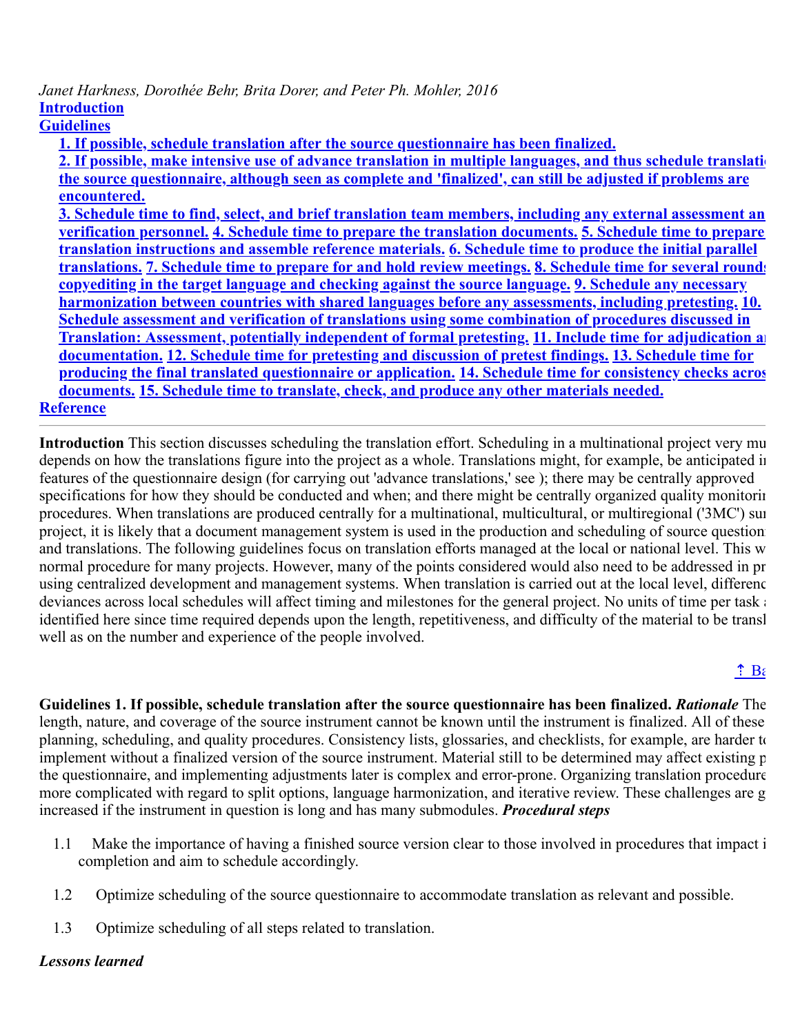*Janet Harkness, Dorothée Behr, Brita Dorer, and Peter Ph. Mohler, 2016*

**Introduction**

**Guidelines**

- **1. If possible, schedule translation after the source questionnaire has been finalized.**
- **2. If possible, make intensive use of advance translation in multiple languages, and thus schedule translati the source questionnaire, although seen as complete and 'finalized', can still be adjusted if problems are encountered.**
- **3. Schedule time to find, select, and brief translation team members, including any external assessment an verification personnel.** **4. Schedule time to prepare the translation documents.** **5. Schedule time to prepare translation instructions and assemble reference materials.** **6. Schedule time to produce the initial parallel translations.** **7. Schedule time to prepare for and hold review meetings.** **8. Schedule time for several rounds copyediting in the target language and checking against the source language.** **9. Schedule any necessary harmonization between countries with shared languages before any assessments, including pretesting.** **10. Schedule assessment and verification of translations using some combination of procedures discussed in Translation: Assessment, potentially independent of formal pretesting.** **11. Include time for adjudication a documentation.** **12. Schedule time for pretesting and discussion of pretest findings.** **13. Schedule time for producing the final translated questionnaire or application.** **14. Schedule time for consistency checks acros documents.** **15. Schedule time to translate, check, and produce any other materials needed.**

**Reference**

---

**Introduction** This section discusses scheduling the translation effort. Scheduling in a multinational project very mu depends on how the translations figure into the project as a whole. Translations might, for example, be anticipated i features of the questionnaire design (for carrying out 'advance translations,' see ); there may be centrally approved specifications for how they should be conducted and when; and there might be centrally organized quality monitori procedures. When translations are produced centrally for a multinational, multicultural, or multiregional ('3MC') su project, it is likely that a document management system is used in the production and scheduling of source question and translations. The following guidelines focus on translation efforts managed at the local or national level. This w normal procedure for many projects. However, many of the points considered would also need to be addressed in pr using centralized development and management systems. When translation is carried out at the local level, differenc deviances across local schedules will affect timing and milestones for the general project. No units of time per task identified here since time required depends upon the length, repetitiveness, and difficulty of the material to be transl well as on the number and experience of the people involved.

↑ Ba

**Guidelines 1. If possible, schedule translation after the source questionnaire has been finalized.** ***Rationale*** The length, nature, and coverage of the source instrument cannot be known until the instrument is finalized. All of these planning, scheduling, and quality procedures. Consistency lists, glossaries, and checklists, for example, are harder t implement without a finalized version of the source instrument. Material still to be determined may affect existing p the questionnaire, and implementing adjustments later is complex and error-prone. Organizing translation procedure more complicated with regard to split options, language harmonization, and iterative review. These challenges are g increased if the instrument in question is long and has many submodules. ***Procedural steps***

1.1 Make the importance of having a finished source version clear to those involved in procedures that impact i completion and aim to schedule accordingly.

1.2 Optimize scheduling of the source questionnaire to accommodate translation as relevant and possible.

1.3 Optimize scheduling of all steps related to translation.

***Lessons learned***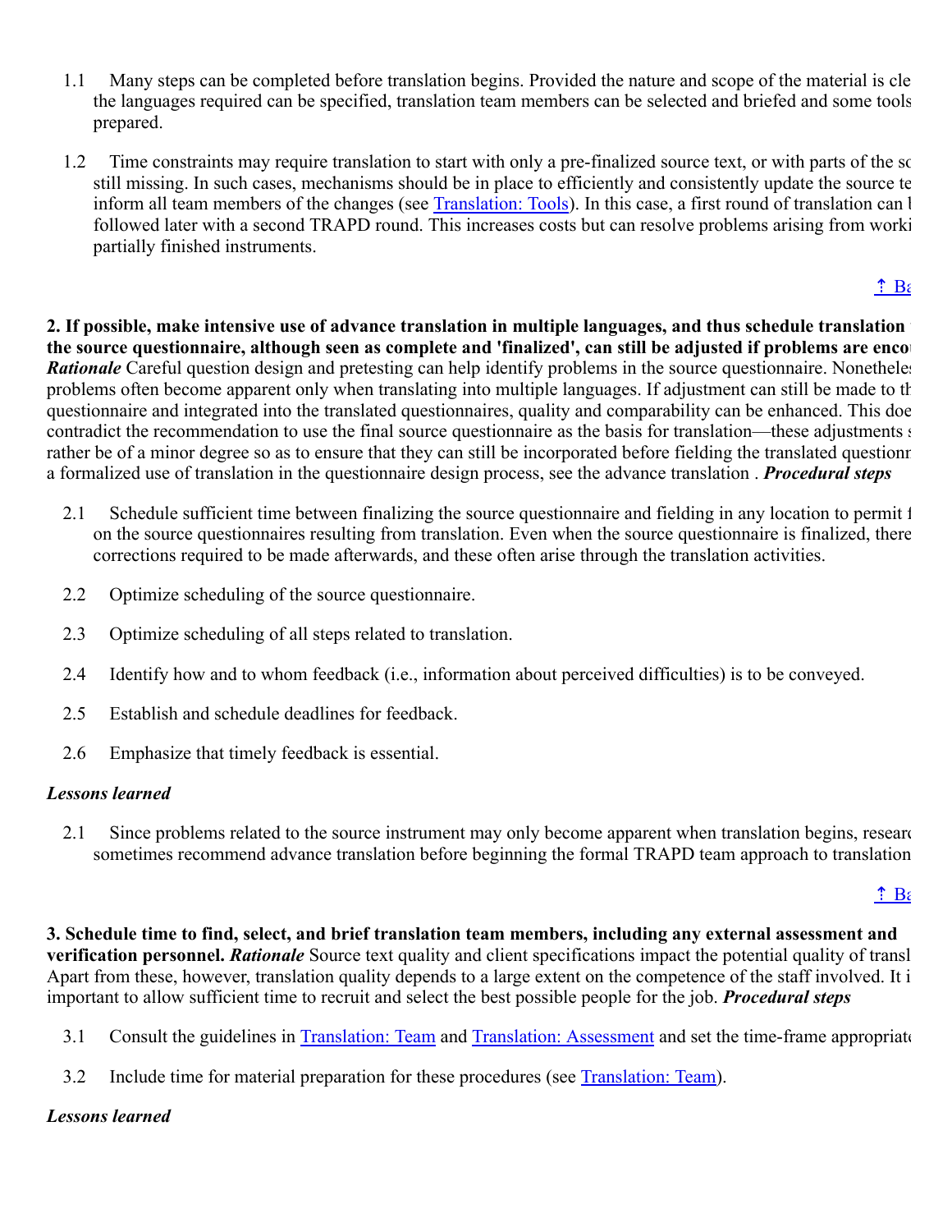1.1 Many steps can be completed before translation begins. Provided the nature and scope of the material is cle the languages required can be specified, translation team members can be selected and briefed and some tools prepared.

1.2 Time constraints may require translation to start with only a pre-finalized source text, or with parts of the sc still missing. In such cases, mechanisms should be in place to efficiently and consistently update the source te inform all team members of the changes (see [Translation: Tools]). In this case, a first round of translation can l followed later with a second TRAPD round. This increases costs but can resolve problems arising from worki partially finished instruments.

⇡ Ba

**2. If possible, make intensive use of advance translation in multiple languages, and thus schedule translation the source questionnaire, although seen as complete and 'finalized', can still be adjusted if problems are enco** ***Rationale*** Careful question design and pretesting can help identify problems in the source questionnaire. Nonethele problems often become apparent only when translating into multiple languages. If adjustment can still be made to th questionnaire and integrated into the translated questionnaires, quality and comparability can be enhanced. This doe contradict the recommendation to use the final source questionnaire as the basis for translation—these adjustments s rather be of a minor degree so as to ensure that they can still be incorporated before fielding the translated questionn a formalized use of translation in the questionnaire design process, see the advance translation . ***Procedural steps***

2.1 Schedule sufficient time between finalizing the source questionnaire and fielding in any location to permit f on the source questionnaires resulting from translation. Even when the source questionnaire is finalized, there corrections required to be made afterwards, and these often arise through the translation activities.

2.2 Optimize scheduling of the source questionnaire.

2.3 Optimize scheduling of all steps related to translation.

2.4 Identify how and to whom feedback (i.e., information about perceived difficulties) is to be conveyed.

2.5 Establish and schedule deadlines for feedback.

2.6 Emphasize that timely feedback is essential.

***Lessons learned***

2.1 Since problems related to the source instrument may only become apparent when translation begins, researc sometimes recommend advance translation before beginning the formal TRAPD team approach to translation

⇡ Ba

**3. Schedule time to find, select, and brief translation team members, including any external assessment and verification personnel.** ***Rationale*** Source text quality and client specifications impact the potential quality of transl Apart from these, however, translation quality depends to a large extent on the competence of the staff involved. It i important to allow sufficient time to recruit and select the best possible people for the job. ***Procedural steps***

3.1 Consult the guidelines in [Translation: Team] and [Translation: Assessment] and set the time-frame appropriate

3.2 Include time for material preparation for these procedures (see [Translation: Team]).

***Lessons learned***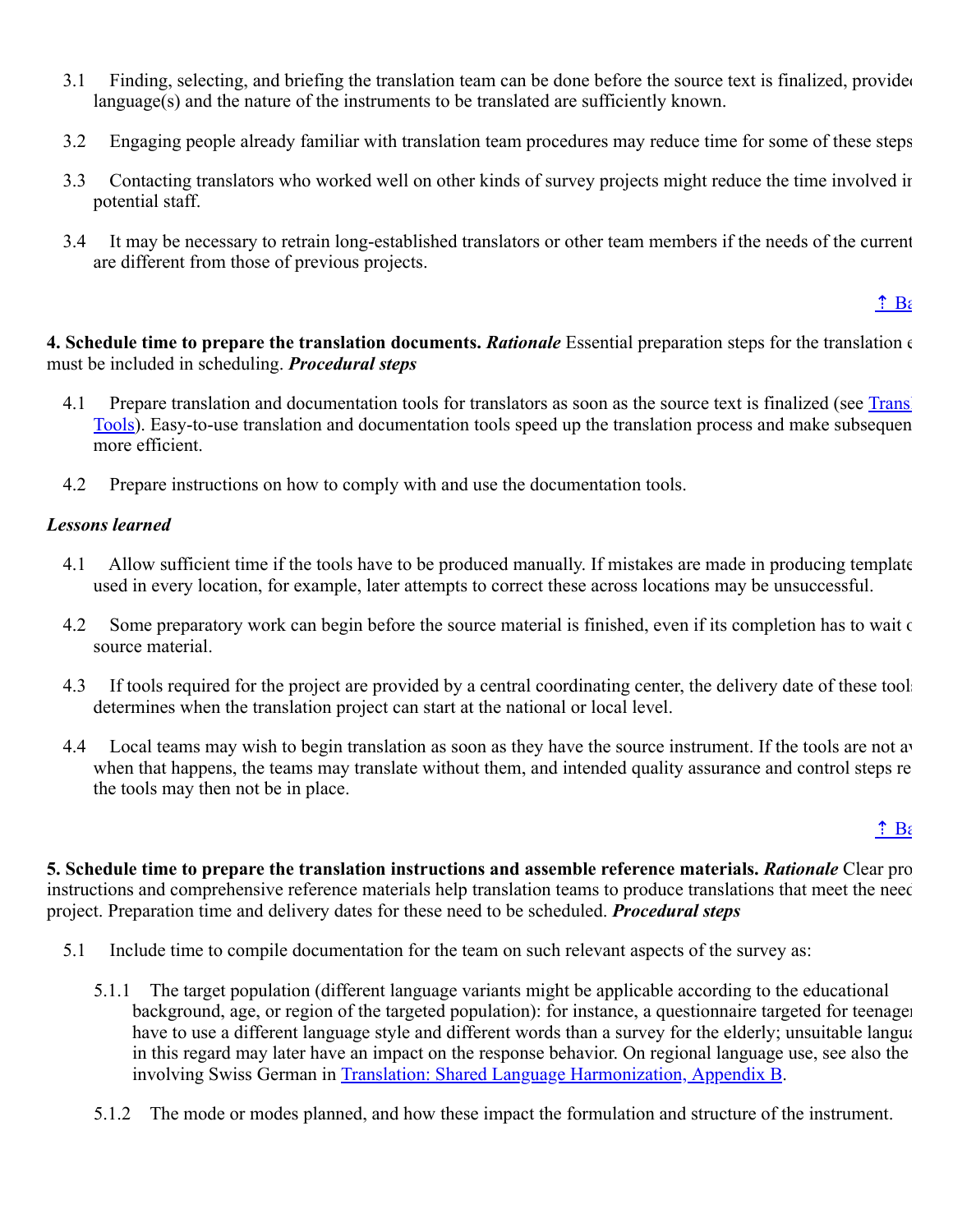3.1 Finding, selecting, and briefing the translation team can be done before the source text is finalized, provided language(s) and the nature of the instruments to be translated are sufficiently known.

3.2 Engaging people already familiar with translation team procedures may reduce time for some of these steps

3.3 Contacting translators who worked well on other kinds of survey projects might reduce the time involved in potential staff.

3.4 It may be necessary to retrain long-established translators or other team members if the needs of the current are different from those of previous projects.

[↑ Ba]

**4. Schedule time to prepare the translation documents.** ***Rationale*** Essential preparation steps for the translation e must be included in scheduling. ***Procedural steps***

4.1 Prepare translation and documentation tools for translators as soon as the source text is finalized (see [Trans Tools]). Easy-to-use translation and documentation tools speed up the translation process and make subsequen more efficient.

4.2 Prepare instructions on how to comply with and use the documentation tools.

***Lessons learned***

4.1 Allow sufficient time if the tools have to be produced manually. If mistakes are made in producing template used in every location, for example, later attempts to correct these across locations may be unsuccessful.

4.2 Some preparatory work can begin before the source material is finished, even if its completion has to wait o source material.

4.3 If tools required for the project are provided by a central coordinating center, the delivery date of these tools determines when the translation project can start at the national or local level.

4.4 Local teams may wish to begin translation as soon as they have the source instrument. If the tools are not av when that happens, the teams may translate without them, and intended quality assurance and control steps re the tools may then not be in place.

[↑ Ba]

**5. Schedule time to prepare the translation instructions and assemble reference materials.** ***Rationale*** Clear pro instructions and comprehensive reference materials help translation teams to produce translations that meet the need project. Preparation time and delivery dates for these need to be scheduled. ***Procedural steps***

5.1 Include time to compile documentation for the team on such relevant aspects of the survey as:

5.1.1 The target population (different language variants might be applicable according to the educational background, age, or region of the targeted population): for instance, a questionnaire targeted for teenager have to use a different language style and different words than a survey for the elderly; unsuitable langua in this regard may later have an impact on the response behavior. On regional language use, see also the involving Swiss German in [Translation: Shared Language Harmonization, Appendix B].

5.1.2 The mode or modes planned, and how these impact the formulation and structure of the instrument.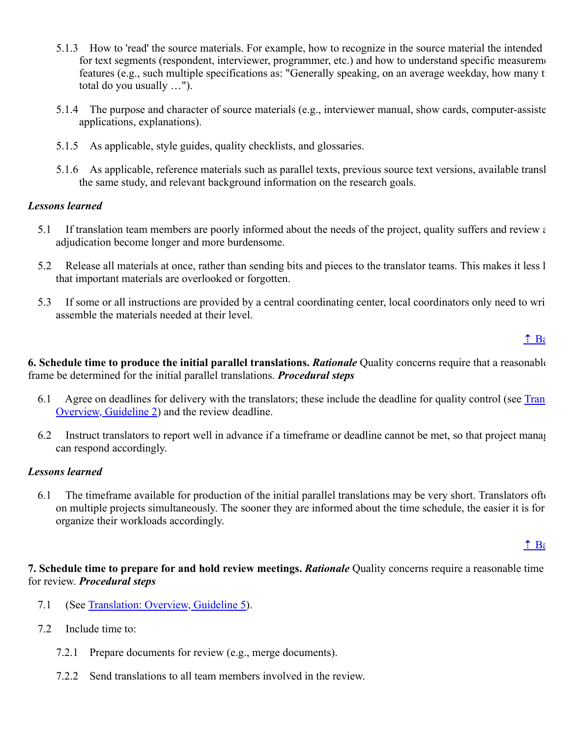5.1.3 How to 'read' the source materials. For example, how to recognize in the source material the intended for text segments (respondent, interviewer, programmer, etc.) and how to understand specific measurem features (e.g., such multiple specifications as: "Generally speaking, on an average weekday, how many t total do you usually …").

5.1.4 The purpose and character of source materials (e.g., interviewer manual, show cards, computer-assiste applications, explanations).

5.1.5 As applicable, style guides, quality checklists, and glossaries.

5.1.6 As applicable, reference materials such as parallel texts, previous source text versions, available transl the same study, and relevant background information on the research goals.

***Lessons learned***

5.1 If translation team members are poorly informed about the needs of the project, quality suffers and review a adjudication become longer and more burdensome.

5.2 Release all materials at once, rather than sending bits and pieces to the translator teams. This makes it less l that important materials are overlooked or forgotten.

5.3 If some or all instructions are provided by a central coordinating center, local coordinators only need to wri assemble the materials needed at their level.

↑ Ba

**6. Schedule time to produce the initial parallel translations.** ***Rationale*** Quality concerns require that a reasonabl frame be determined for the initial parallel translations. ***Procedural steps***

6.1 Agree on deadlines for delivery with the translators; these include the deadline for quality control (see Tran Overview, Guideline 2) and the review deadline.

6.2 Instruct translators to report well in advance if a timeframe or deadline cannot be met, so that project mana can respond accordingly.

***Lessons learned***

6.1 The timeframe available for production of the initial parallel translations may be very short. Translators oft on multiple projects simultaneously. The sooner they are informed about the time schedule, the easier it is for organize their workloads accordingly.

↑ Ba

**7. Schedule time to prepare for and hold review meetings.** ***Rationale*** Quality concerns require a reasonable time for review. ***Procedural steps***

7.1 (See Translation: Overview, Guideline 5).

7.2 Include time to:

7.2.1 Prepare documents for review (e.g., merge documents).

7.2.2 Send translations to all team members involved in the review.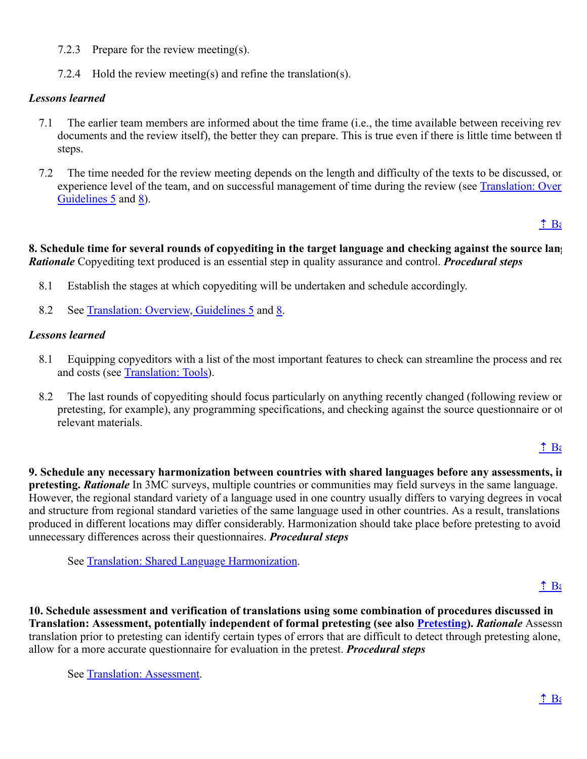7.2.3 Prepare for the review meeting(s).

7.2.4 Hold the review meeting(s) and refine the translation(s).

***Lessons learned***

7.1 The earlier team members are informed about the time frame (i.e., the time available between receiving rev documents and the review itself), the better they can prepare. This is true even if there is little time between tl steps.

7.2 The time needed for the review meeting depends on the length and difficulty of the texts to be discussed, or experience level of the team, and on successful management of time during the review (see Translation: Over Guidelines 5 and 8).

↑ Ba

**8. Schedule time for several rounds of copyediting in the target language and checking against the source lang** ***Rationale*** Copyediting text produced is an essential step in quality assurance and control. ***Procedural steps***

8.1 Establish the stages at which copyediting will be undertaken and schedule accordingly.

8.2 See Translation: Overview, Guidelines 5 and 8.

***Lessons learned***

8.1 Equipping copyeditors with a list of the most important features to check can streamline the process and rec and costs (see Translation: Tools).

8.2 The last rounds of copyediting should focus particularly on anything recently changed (following review or pretesting, for example), any programming specifications, and checking against the source questionnaire or ot relevant materials.

↑ Ba

**9. Schedule any necessary harmonization between countries with shared languages before any assessments, in pretesting.** ***Rationale*** In 3MC surveys, multiple countries or communities may field surveys in the same language. However, the regional standard variety of a language used in one country usually differs to varying degrees in vocal and structure from regional standard varieties of the same language used in other countries. As a result, translations produced in different locations may differ considerably. Harmonization should take place before pretesting to avoid unnecessary differences across their questionnaires. ***Procedural steps***

See Translation: Shared Language Harmonization.

↑ Ba

**10. Schedule assessment and verification of translations using some combination of procedures discussed in Translation: Assessment, potentially independent of formal pretesting (see also Pretesting).** ***Rationale*** Assessn translation prior to pretesting can identify certain types of errors that are difficult to detect through pretesting alone, allow for a more accurate questionnaire for evaluation in the pretest. ***Procedural steps***

See Translation: Assessment.

↑ Ba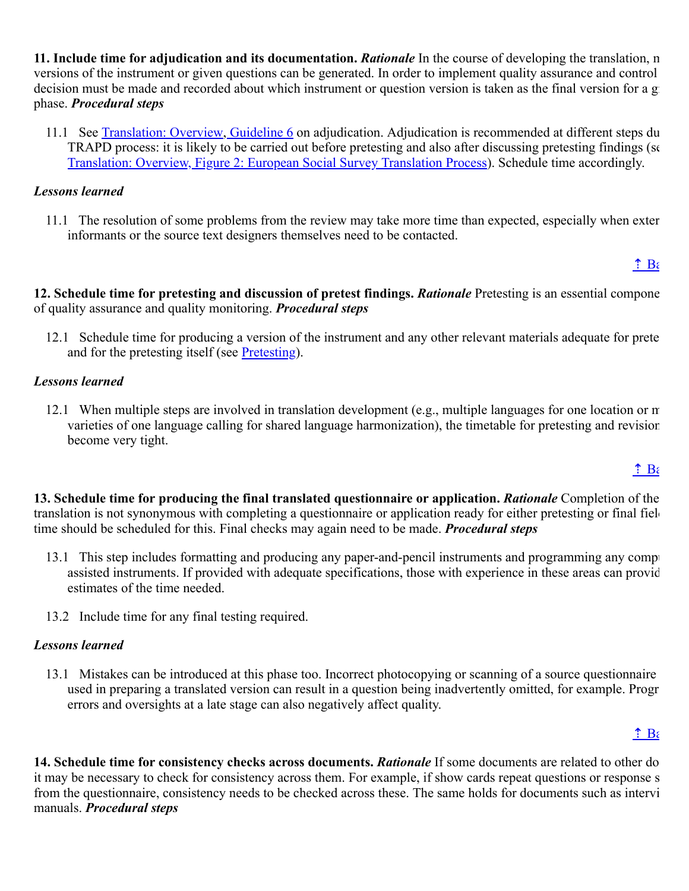**11. Include time for adjudication and its documentation.** ***Rationale*** In the course of developing the translation, n versions of the instrument or given questions can be generated. In order to implement quality assurance and control decision must be made and recorded about which instrument or question version is taken as the final version for a g phase. ***Procedural steps***

11.1 See Translation: Overview, Guideline 6 on adjudication. Adjudication is recommended at different steps du TRAPD process: it is likely to be carried out before pretesting and also after discussing pretesting findings (se Translation: Overview, Figure 2: European Social Survey Translation Process). Schedule time accordingly.

***Lessons learned***

11.1 The resolution of some problems from the review may take more time than expected, especially when exter informants or the source text designers themselves need to be contacted.

⇡ Ba

**12. Schedule time for pretesting and discussion of pretest findings.** ***Rationale*** Pretesting is an essential compone of quality assurance and quality monitoring. ***Procedural steps***

12.1 Schedule time for producing a version of the instrument and any other relevant materials adequate for prete and for the pretesting itself (see Pretesting).

***Lessons learned***

12.1 When multiple steps are involved in translation development (e.g., multiple languages for one location or m varieties of one language calling for shared language harmonization), the timetable for pretesting and revision become very tight.

⇡ Ba

**13. Schedule time for producing the final translated questionnaire or application.** ***Rationale*** Completion of the translation is not synonymous with completing a questionnaire or application ready for either pretesting or final fiel time should be scheduled for this. Final checks may again need to be made. ***Procedural steps***

13.1 This step includes formatting and producing any paper-and-pencil instruments and programming any comp assisted instruments. If provided with adequate specifications, those with experience in these areas can provid estimates of the time needed.

13.2 Include time for any final testing required.

***Lessons learned***

13.1 Mistakes can be introduced at this phase too. Incorrect photocopying or scanning of a source questionnaire used in preparing a translated version can result in a question being inadvertently omitted, for example. Progr errors and oversights at a late stage can also negatively affect quality.

⇡ Ba

**14. Schedule time for consistency checks across documents.** ***Rationale*** If some documents are related to other do it may be necessary to check for consistency across them. For example, if show cards repeat questions or response s from the questionnaire, consistency needs to be checked across these. The same holds for documents such as intervi manuals. ***Procedural steps***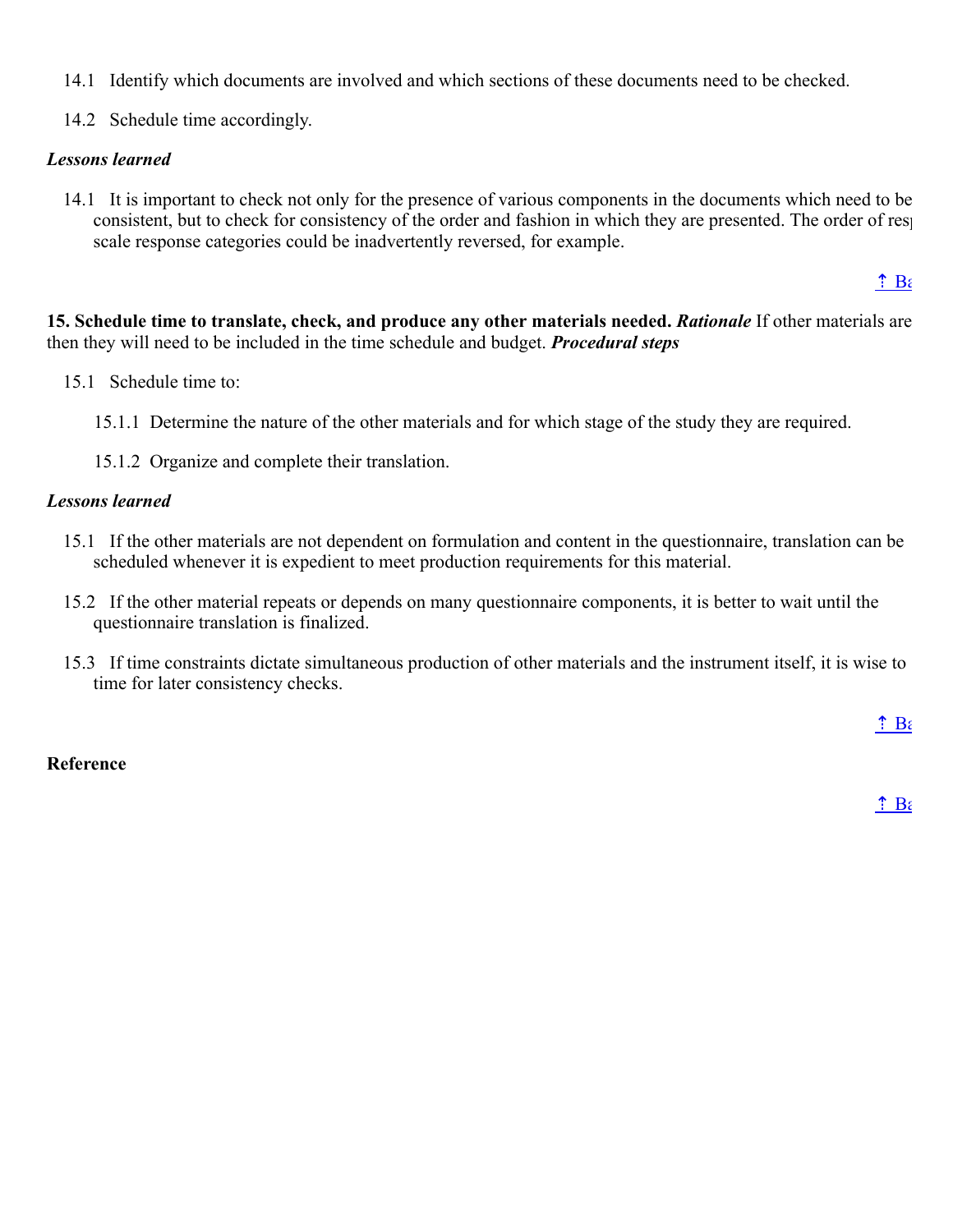14.1 Identify which documents are involved and which sections of these documents need to be checked.

14.2 Schedule time accordingly.

***Lessons learned***

14.1 It is important to check not only for the presence of various components in the documents which need to be consistent, but to check for consistency of the order and fashion in which they are presented. The order of res scale response categories could be inadvertently reversed, for example.

↑ Ba

**15. Schedule time to translate, check, and produce any other materials needed.** ***Rationale*** If other materials are then they will need to be included in the time schedule and budget. ***Procedural steps***

15.1 Schedule time to:

15.1.1 Determine the nature of the other materials and for which stage of the study they are required.

15.1.2 Organize and complete their translation.

***Lessons learned***

15.1 If the other materials are not dependent on formulation and content in the questionnaire, translation can be scheduled whenever it is expedient to meet production requirements for this material.

15.2 If the other material repeats or depends on many questionnaire components, it is better to wait until the questionnaire translation is finalized.

15.3 If time constraints dictate simultaneous production of other materials and the instrument itself, it is wise to time for later consistency checks.

↑ Ba

**Reference**

↑ Ba